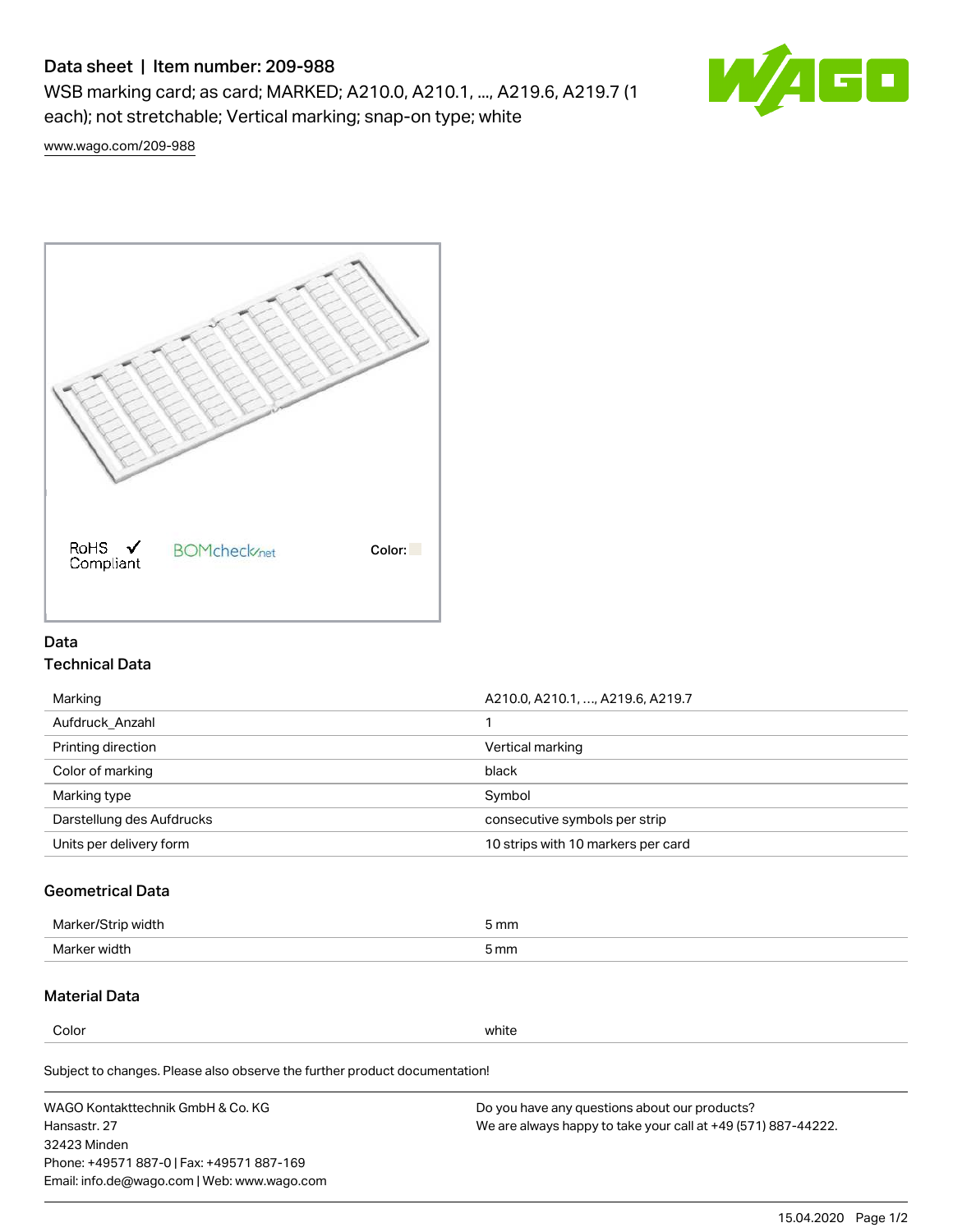# Data sheet | Item number: 209-988

WSB marking card; as card; MARKED; A210.0, A210.1, ..., A219.6, A219.7 (1 each); not stretchable; Vertical marking; snap-on type; white

www.wago.com/209-988

RoHS ✓ Compliant

BOMcheck.net

Color:

## Data

### Technical Data

| | |
|---|---|
| Marking | A210.0, A210.1, ..., A219.6, A219.7 |
| Aufdruck_Anzahl | 1 |
| Printing direction | Vertical marking |
| Color of marking | black |
| Marking type | Symbol |
| Darstellung des Aufdrucks | consecutive symbols per strip |
| Units per delivery form | 10 strips with 10 markers per card |

### Geometrical Data

| | |
|---|---|
| Marker/Strip width | 5 mm |
| Marker width | 5 mm |

### Material Data

| | |
|---|---|
| Color | white |

Subject to changes. Please also observe the further product documentation!

WAGO Kontakttechnik GmbH & Co. KG
Hansastr. 27
32423 Minden
Phone: +49571 887-0 | Fax: +49571 887-169
Email: info.de@wago.com | Web: www.wago.com

Do you have any questions about our products?
We are always happy to take your call at +49 (571) 887-44222.

15.04.2020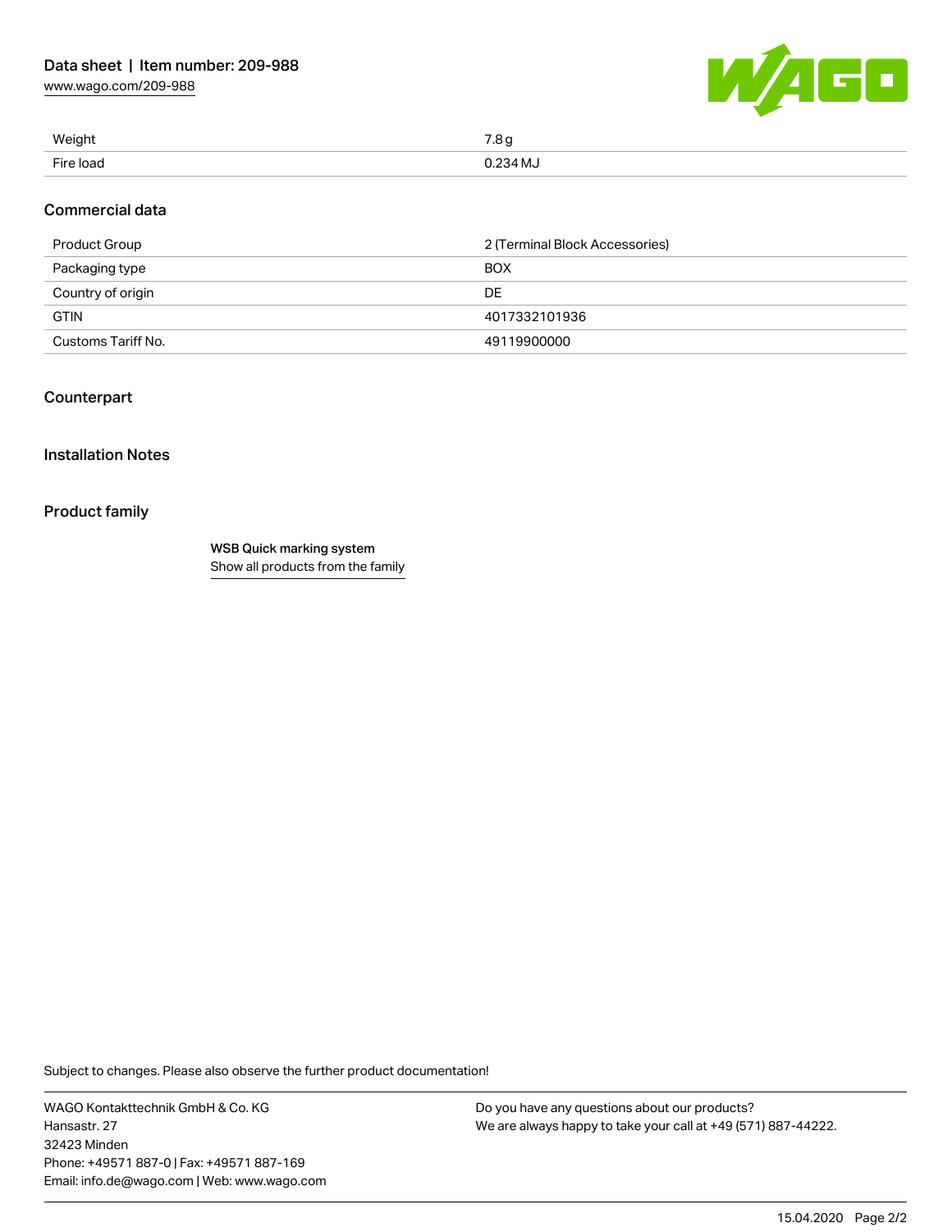| | |
|---|---|
| Weight | 7.8 g |
| Fire load | 0.234 MJ |

## Commercial data

| | |
|---|---|
| Product Group | 2 (Terminal Block Accessories) |
| Packaging type | BOX |
| Country of origin | DE |
| GTIN | 4017332101936 |
| Customs Tariff No. | 49119900000 |

## Counterpart

## Installation Notes

## Product family

**WSB Quick marking system**
Show all products from the family

Subject to changes. Please also observe the further product documentation!

WAGO Kontakttechnik GmbH & Co. KG
Hansastr. 27
32423 Minden
Phone: +49571 887-0 | Fax: +49571 887-169
Email: info.de@wago.com | Web: www.wago.com

Do you have any questions about our products?
We are always happy to take your call at +49 (571) 887-44222.

15.04.2020